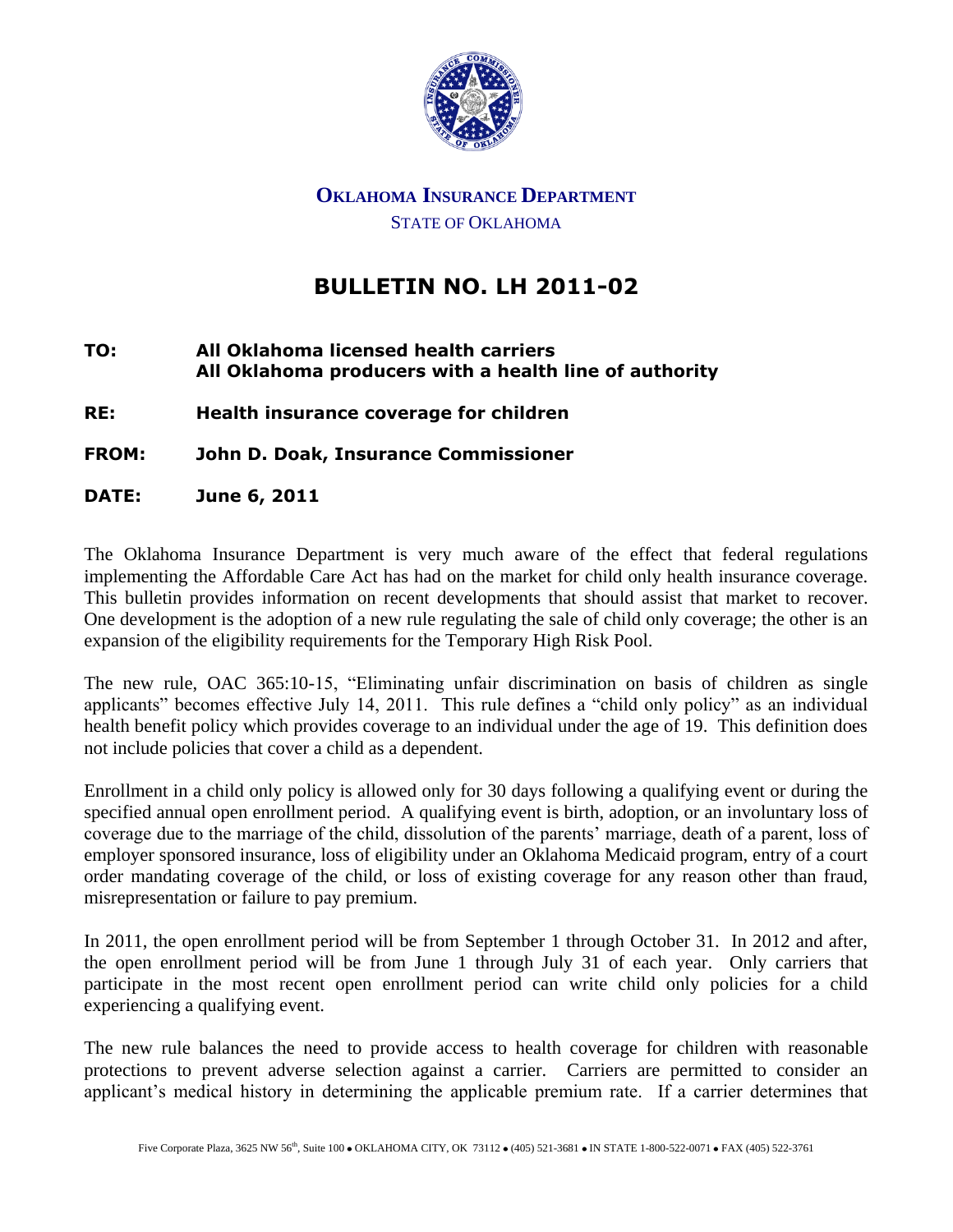**OKLAHOMA INSURANCE DEPARTMENT**

STATE OF OKLAHOMA

# BULLETIN NO. LH 2011-02

**TO:** **All Oklahoma licensed health carriers**
**All Oklahoma producers with a health line of authority**

**RE:** **Health insurance coverage for children**

**FROM:** **John D. Doak, Insurance Commissioner**

**DATE:** **June 6, 2011**

The Oklahoma Insurance Department is very much aware of the effect that federal regulations implementing the Affordable Care Act has had on the market for child only health insurance coverage. This bulletin provides information on recent developments that should assist that market to recover. One development is the adoption of a new rule regulating the sale of child only coverage; the other is an expansion of the eligibility requirements for the Temporary High Risk Pool.

The new rule, OAC 365:10-15, "Eliminating unfair discrimination on basis of children as single applicants" becomes effective July 14, 2011. This rule defines a "child only policy" as an individual health benefit policy which provides coverage to an individual under the age of 19. This definition does not include policies that cover a child as a dependent.

Enrollment in a child only policy is allowed only for 30 days following a qualifying event or during the specified annual open enrollment period. A qualifying event is birth, adoption, or an involuntary loss of coverage due to the marriage of the child, dissolution of the parents' marriage, death of a parent, loss of employer sponsored insurance, loss of eligibility under an Oklahoma Medicaid program, entry of a court order mandating coverage of the child, or loss of existing coverage for any reason other than fraud, misrepresentation or failure to pay premium.

In 2011, the open enrollment period will be from September 1 through October 31. In 2012 and after, the open enrollment period will be from June 1 through July 31 of each year. Only carriers that participate in the most recent open enrollment period can write child only policies for a child experiencing a qualifying event.

The new rule balances the need to provide access to health coverage for children with reasonable protections to prevent adverse selection against a carrier. Carriers are permitted to consider an applicant's medical history in determining the applicable premium rate. If a carrier determines that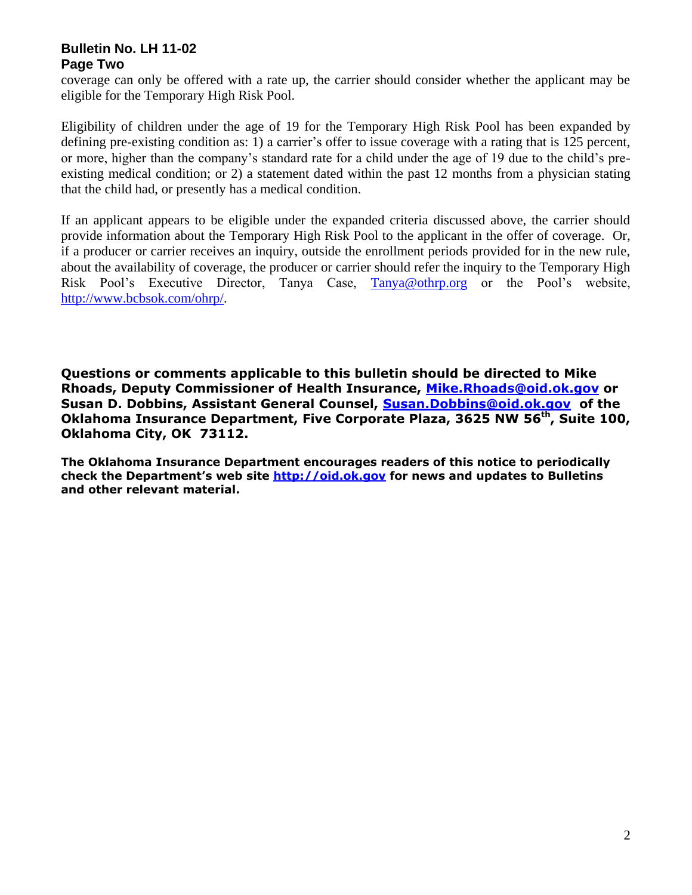coverage can only be offered with a rate up, the carrier should consider whether the applicant may be eligible for the Temporary High Risk Pool.

Eligibility of children under the age of 19 for the Temporary High Risk Pool has been expanded by defining pre-existing condition as: 1) a carrier's offer to issue coverage with a rating that is 125 percent, or more, higher than the company's standard rate for a child under the age of 19 due to the child's pre-existing medical condition; or 2) a statement dated within the past 12 months from a physician stating that the child had, or presently has a medical condition.

If an applicant appears to be eligible under the expanded criteria discussed above, the carrier should provide information about the Temporary High Risk Pool to the applicant in the offer of coverage. Or, if a producer or carrier receives an inquiry, outside the enrollment periods provided for in the new rule, about the availability of coverage, the producer or carrier should refer the inquiry to the Temporary High Risk Pool's Executive Director, Tanya Case, Tanya@othrp.org or the Pool's website, http://www.bcbsok.com/ohrp/.

**Questions or comments applicable to this bulletin should be directed to Mike Rhoads, Deputy Commissioner of Health Insurance, Mike.Rhoads@oid.ok.gov or Susan D. Dobbins, Assistant General Counsel, Susan.Dobbins@oid.ok.gov of the Oklahoma Insurance Department, Five Corporate Plaza, 3625 NW 56th, Suite 100, Oklahoma City, OK 73112.**

**The Oklahoma Insurance Department encourages readers of this notice to periodically check the Department's web site http://oid.ok.gov for news and updates to Bulletins and other relevant material.**